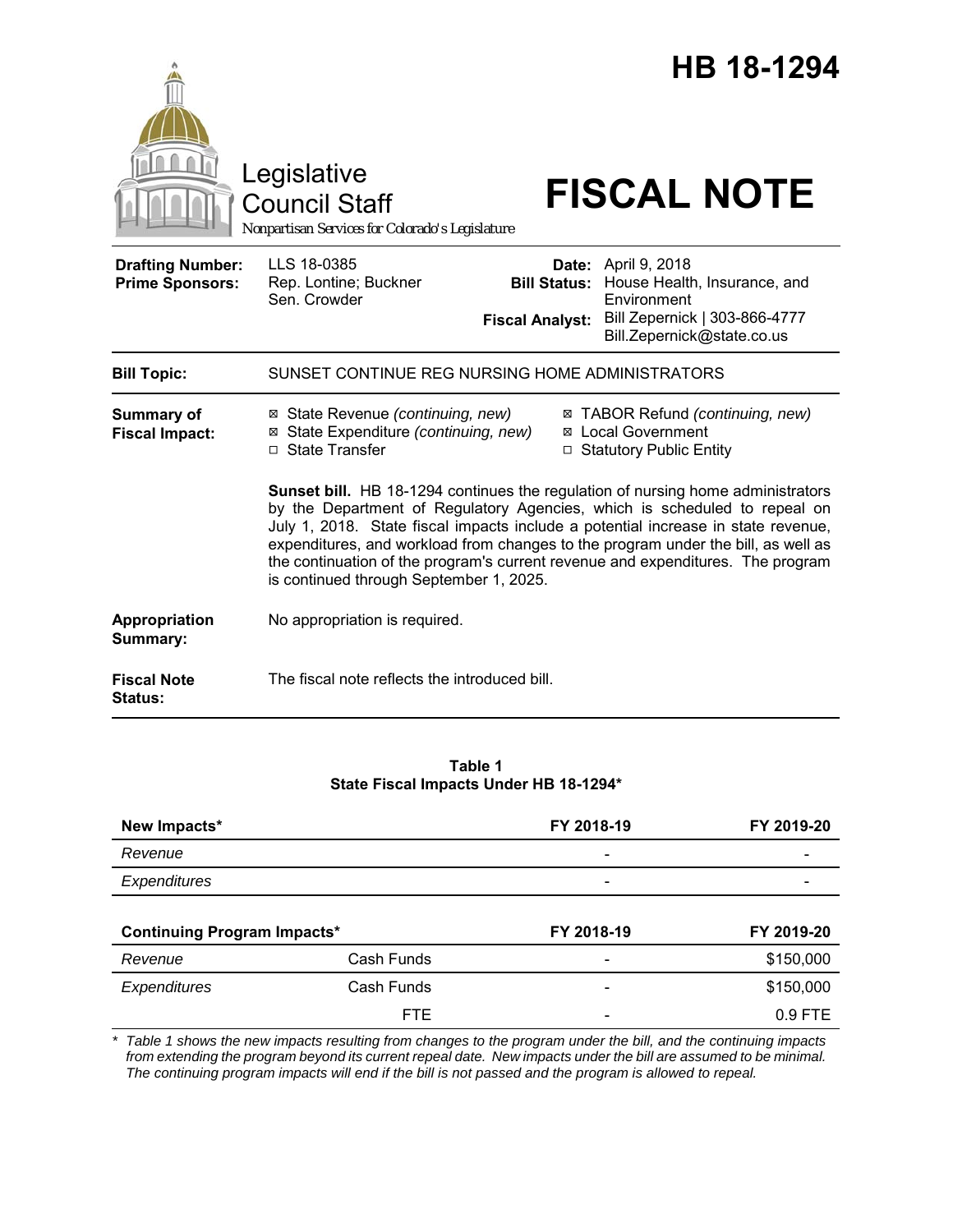# HB 18-1294

Legislative Council Staff

*Nonpartisan Services for Colorado's Legislature*

# FISCAL NOTE

| | | | |
|---|---|---|---|
| **Drafting Number:** | LLS 18-0385 | **Date:** | April 9, 2018 |
| **Prime Sponsors:** | Rep. Lontine; Buckner<br>Sen. Crowder | **Bill Status:** | House Health, Insurance, and Environment |
| | | **Fiscal Analyst:** | Bill Zepernick \| 303-866-4777<br>Bill.Zepernick@state.co.us |

**Bill Topic:** SUNSET CONTINUE REG NURSING HOME ADMINISTRATORS

**Summary of Fiscal Impact:**

☒ State Revenue *(continuing, new)*
☒ State Expenditure *(continuing, new)*
☐ State Transfer
☒ TABOR Refund *(continuing, new)*
☒ Local Government
☐ Statutory Public Entity

**Sunset bill.** HB 18-1294 continues the regulation of nursing home administrators by the Department of Regulatory Agencies, which is scheduled to repeal on July 1, 2018. State fiscal impacts include a potential increase in state revenue, expenditures, and workload from changes to the program under the bill, as well as the continuation of the program's current revenue and expenditures. The program is continued through September 1, 2025.

**Appropriation Summary:** No appropriation is required.

**Fiscal Note Status:** The fiscal note reflects the introduced bill.

**Table 1**
**State Fiscal Impacts Under HB 18-1294***

| **New Impacts*** | | **FY 2018-19** | **FY 2019-20** |
|---|---|---|---|
| *Revenue* | | - | - |
| *Expenditures* | | - | - |
| **Continuing Program Impacts*** | | **FY 2018-19** | **FY 2019-20** |
| *Revenue* | Cash Funds | - | $150,000 |
| *Expenditures* | Cash Funds | - | $150,000 |
| | FTE | - | 0.9 FTE |

\* *Table 1 shows the new impacts resulting from changes to the program under the bill, and the continuing impacts from extending the program beyond its current repeal date. New impacts under the bill are assumed to be minimal. The continuing program impacts will end if the bill is not passed and the program is allowed to repeal.*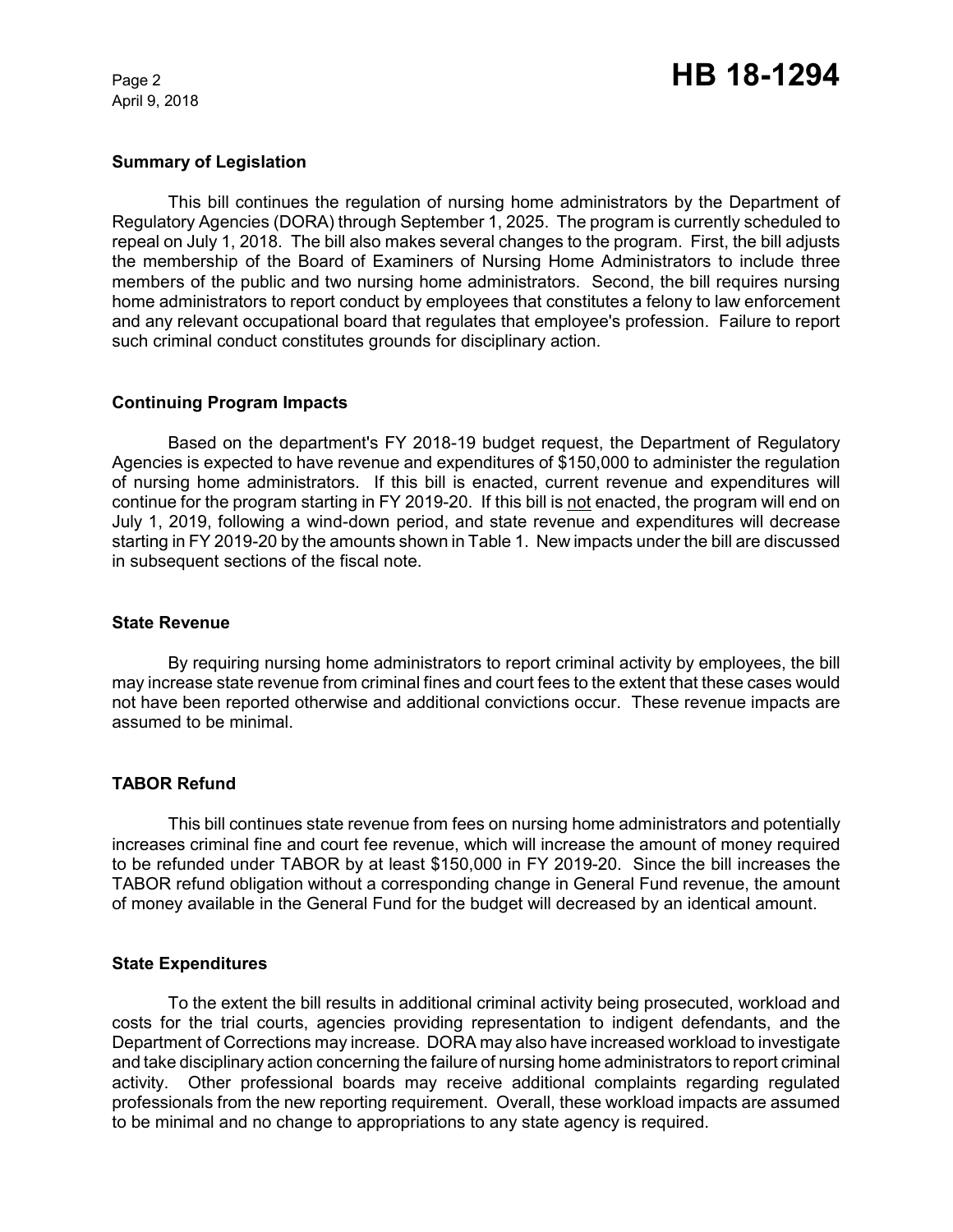## Summary of Legislation

This bill continues the regulation of nursing home administrators by the Department of Regulatory Agencies (DORA) through September 1, 2025. The program is currently scheduled to repeal on July 1, 2018. The bill also makes several changes to the program. First, the bill adjusts the membership of the Board of Examiners of Nursing Home Administrators to include three members of the public and two nursing home administrators. Second, the bill requires nursing home administrators to report conduct by employees that constitutes a felony to law enforcement and any relevant occupational board that regulates that employee's profession. Failure to report such criminal conduct constitutes grounds for disciplinary action.

## Continuing Program Impacts

Based on the department's FY 2018-19 budget request, the Department of Regulatory Agencies is expected to have revenue and expenditures of $150,000 to administer the regulation of nursing home administrators. If this bill is enacted, current revenue and expenditures will continue for the program starting in FY 2019-20. If this bill is not enacted, the program will end on July 1, 2019, following a wind-down period, and state revenue and expenditures will decrease starting in FY 2019-20 by the amounts shown in Table 1. New impacts under the bill are discussed in subsequent sections of the fiscal note.

## State Revenue

By requiring nursing home administrators to report criminal activity by employees, the bill may increase state revenue from criminal fines and court fees to the extent that these cases would not have been reported otherwise and additional convictions occur. These revenue impacts are assumed to be minimal.

## TABOR Refund

This bill continues state revenue from fees on nursing home administrators and potentially increases criminal fine and court fee revenue, which will increase the amount of money required to be refunded under TABOR by at least $150,000 in FY 2019-20. Since the bill increases the TABOR refund obligation without a corresponding change in General Fund revenue, the amount of money available in the General Fund for the budget will decreased by an identical amount.

## State Expenditures

To the extent the bill results in additional criminal activity being prosecuted, workload and costs for the trial courts, agencies providing representation to indigent defendants, and the Department of Corrections may increase. DORA may also have increased workload to investigate and take disciplinary action concerning the failure of nursing home administrators to report criminal activity. Other professional boards may receive additional complaints regarding regulated professionals from the new reporting requirement. Overall, these workload impacts are assumed to be minimal and no change to appropriations to any state agency is required.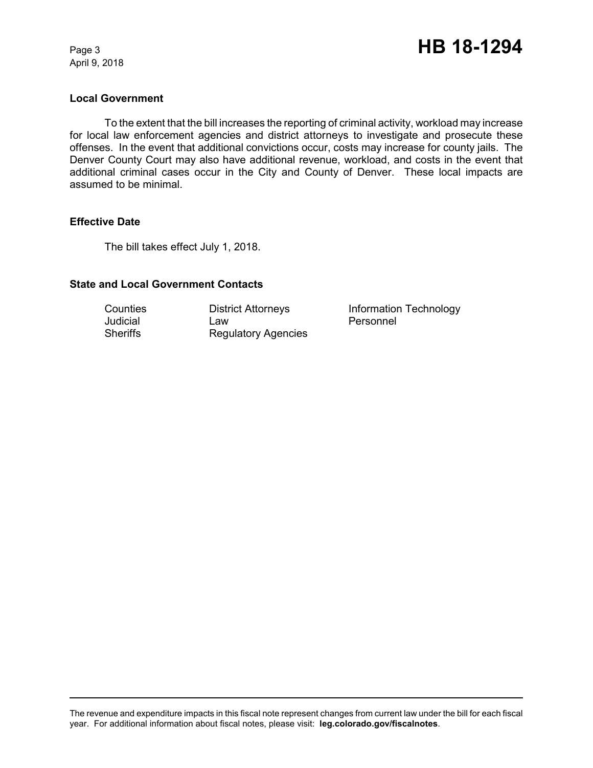## Local Government

To the extent that the bill increases the reporting of criminal activity, workload may increase for local law enforcement agencies and district attorneys to investigate and prosecute these offenses. In the event that additional convictions occur, costs may increase for county jails. The Denver County Court may also have additional revenue, workload, and costs in the event that additional criminal cases occur in the City and County of Denver. These local impacts are assumed to be minimal.

## Effective Date

The bill takes effect July 1, 2018.

## State and Local Government Contacts

| | | |
|---|---|---|
| Counties | District Attorneys | Information Technology |
| Judicial | Law | Personnel |
| Sheriffs | Regulatory Agencies | |

The revenue and expenditure impacts in this fiscal note represent changes from current law under the bill for each fiscal year. For additional information about fiscal notes, please visit: **leg.colorado.gov/fiscalnotes**.